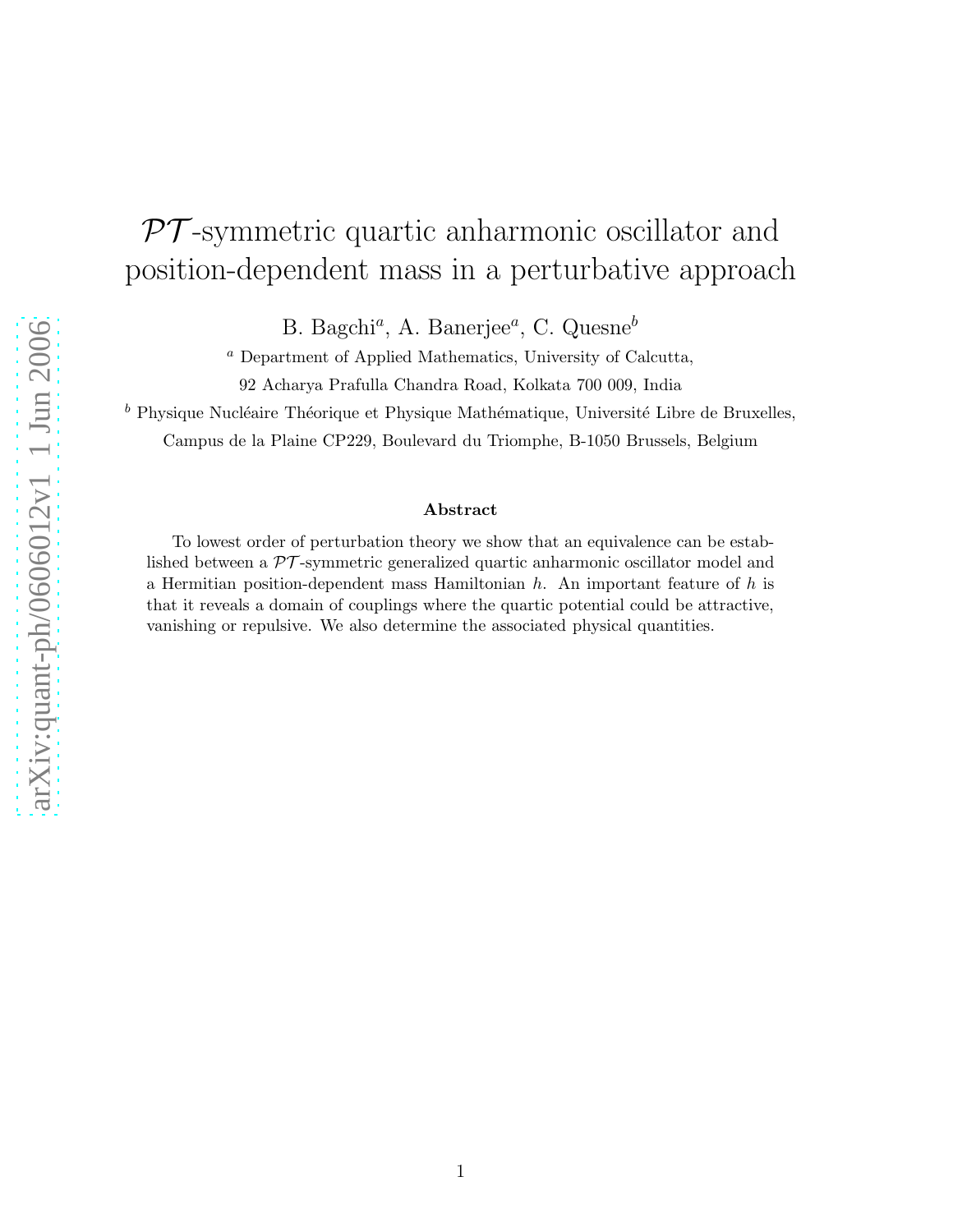# $\mathcal{PT}$-symmetric quartic anharmonic oscillator and position-dependent mass in a perturbative approach

B. Bagchi[a], A. Banerjee[a], C. Quesne[b]

[a] Department of Applied Mathematics, University of Calcutta,
92 Acharya Prafulla Chandra Road, Kolkata 700 009, India

[b] Physique Nucléaire Théorique et Physique Mathématique, Université Libre de Bruxelles,
Campus de la Plaine CP229, Boulevard du Triomphe, B-1050 Brussels, Belgium

### Abstract

To lowest order of perturbation theory we show that an equivalence can be established between a $\mathcal{PT}$-symmetric generalized quartic anharmonic oscillator model and a Hermitian position-dependent mass Hamiltonian $h$. An important feature of $h$ is that it reveals a domain of couplings where the quartic potential could be attractive, vanishing or repulsive. We also determine the associated physical quantities.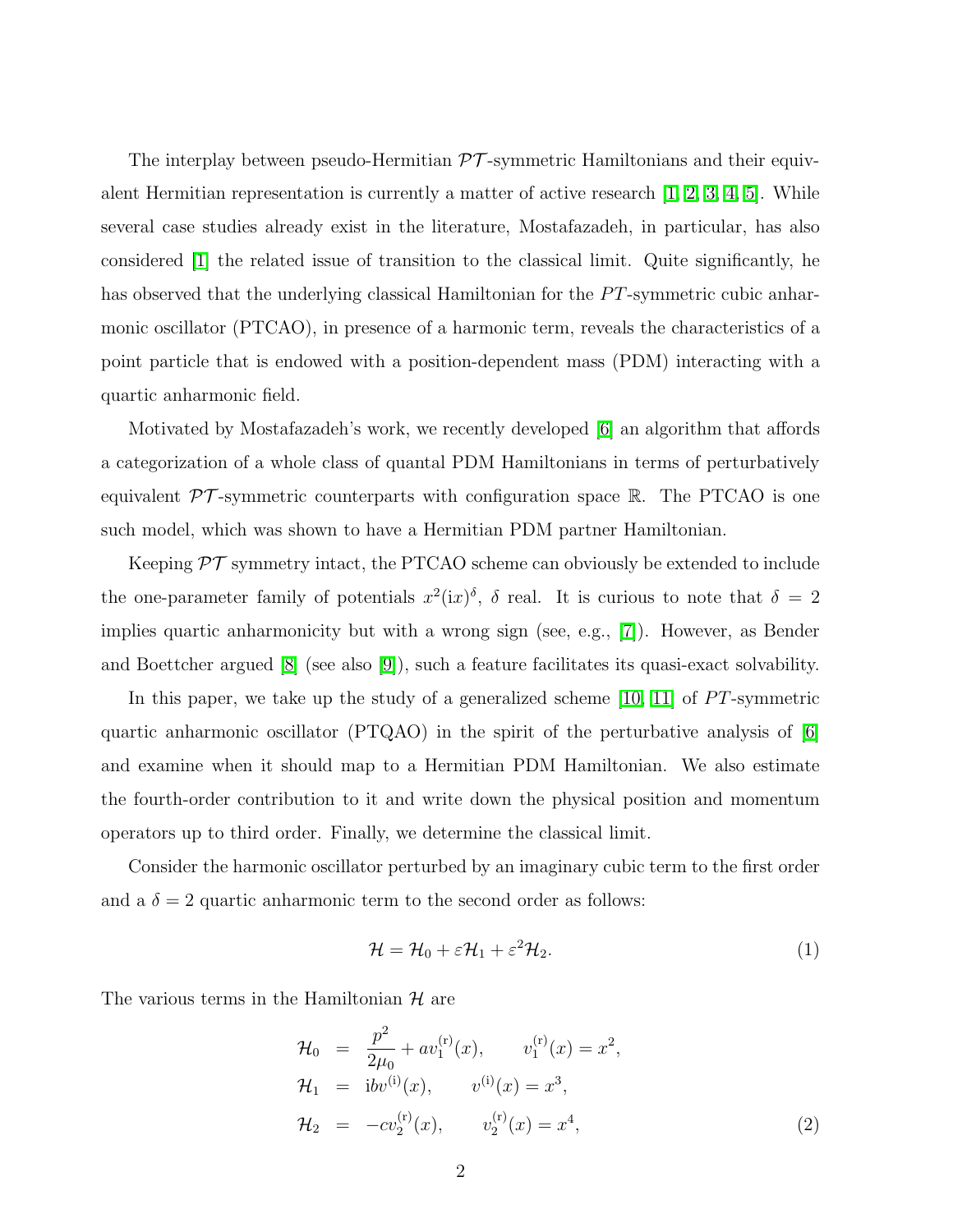The interplay between pseudo-Hermitian $\mathcal{PT}$-symmetric Hamiltonians and their equivalent Hermitian representation is currently a matter of active research [1, 2, 3, 4, 5]. While several case studies already exist in the literature, Mostafazadeh, in particular, has also considered [1] the related issue of transition to the classical limit. Quite significantly, he has observed that the underlying classical Hamiltonian for the $PT$-symmetric cubic anharmonic oscillator (PTCAO), in presence of a harmonic term, reveals the characteristics of a point particle that is endowed with a position-dependent mass (PDM) interacting with a quartic anharmonic field.

Motivated by Mostafazadeh's work, we recently developed [6] an algorithm that affords a categorization of a whole class of quantal PDM Hamiltonians in terms of perturbatively equivalent $\mathcal{PT}$-symmetric counterparts with configuration space $\mathbb{R}$. The PTCAO is one such model, which was shown to have a Hermitian PDM partner Hamiltonian.

Keeping $\mathcal{PT}$ symmetry intact, the PTCAO scheme can obviously be extended to include the one-parameter family of potentials $x^2(\mathrm{i}x)^\delta$, $\delta$ real. It is curious to note that $\delta = 2$ implies quartic anharmonicity but with a wrong sign (see, e.g., [7]). However, as Bender and Boettcher argued [8] (see also [9]), such a feature facilitates its quasi-exact solvability.

In this paper, we take up the study of a generalized scheme [10, 11] of $PT$-symmetric quartic anharmonic oscillator (PTQAO) in the spirit of the perturbative analysis of [6] and examine when it should map to a Hermitian PDM Hamiltonian. We also estimate the fourth-order contribution to it and write down the physical position and momentum operators up to third order. Finally, we determine the classical limit.

Consider the harmonic oscillator perturbed by an imaginary cubic term to the first order and a $\delta = 2$ quartic anharmonic term to the second order as follows:

$$\mathcal{H} = \mathcal{H}_0 + \varepsilon \mathcal{H}_1 + \varepsilon^2 \mathcal{H}_2. \tag{1}$$

The various terms in the Hamiltonian $\mathcal{H}$ are

$$\begin{aligned}
\mathcal{H}_0 &= \frac{p^2}{2\mu_0} + a v_1^{(\mathrm{r})}(x), \qquad v_1^{(\mathrm{r})}(x) = x^2, \\
\mathcal{H}_1 &= \mathrm{i} b v^{(\mathrm{i})}(x), \qquad v^{(\mathrm{i})}(x) = x^3, \\
\mathcal{H}_2 &= -c v_2^{(\mathrm{r})}(x), \qquad v_2^{(\mathrm{r})}(x) = x^4,
\end{aligned} \tag{2}$$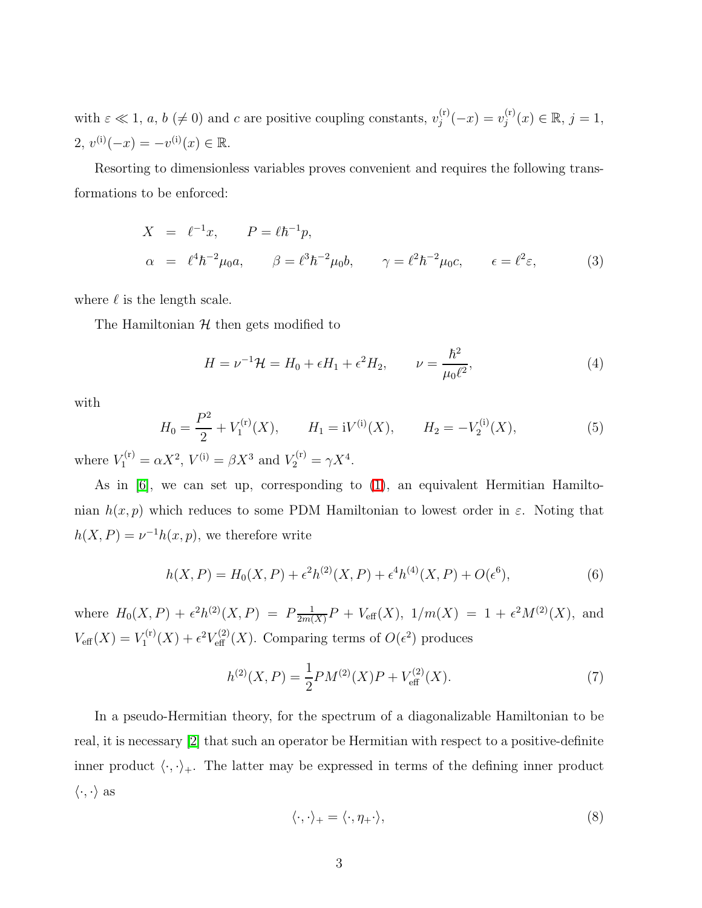with $\varepsilon \ll 1$, $a$, $b$ ($\neq 0$) and $c$ are positive coupling constants, $v_j^{(\mathrm{r})}(-x) = v_j^{(\mathrm{r})}(x) \in \mathbb{R}$, $j = 1$, 2, $v^{(\mathrm{i})}(-x) = -v^{(\mathrm{i})}(x) \in \mathbb{R}$.

Resorting to dimensionless variables proves convenient and requires the following transformations to be enforced:

$$
\begin{aligned}
X &= \ell^{-1}x, \qquad P = \ell\hbar^{-1}p, \\
\alpha &= \ell^4\hbar^{-2}\mu_0 a, \qquad \beta = \ell^3\hbar^{-2}\mu_0 b, \qquad \gamma = \ell^2\hbar^{-2}\mu_0 c, \qquad \epsilon = \ell^2\varepsilon,
\end{aligned}
\tag{3}
$$

where $\ell$ is the length scale.

The Hamiltonian $\mathcal{H}$ then gets modified to

$$
H = \nu^{-1}\mathcal{H} = H_0 + \epsilon H_1 + \epsilon^2 H_2, \qquad \nu = \frac{\hbar^2}{\mu_0 \ell^2},
\tag{4}
$$

with

$$
H_0 = \frac{P^2}{2} + V_1^{(\mathrm{r})}(X), \qquad H_1 = \mathrm{i}V^{(\mathrm{i})}(X), \qquad H_2 = -V_2^{(\mathrm{i})}(X),
\tag{5}
$$

where $V_1^{(\mathrm{r})} = \alpha X^2$, $V^{(\mathrm{i})} = \beta X^3$ and $V_2^{(\mathrm{r})} = \gamma X^4$.

As in [6], we can set up, corresponding to (1), an equivalent Hermitian Hamiltonian $h(x,p)$ which reduces to some PDM Hamiltonian to lowest order in $\varepsilon$. Noting that $h(X,P) = \nu^{-1}h(x,p)$, we therefore write

$$
h(X,P) = H_0(X,P) + \epsilon^2 h^{(2)}(X,P) + \epsilon^4 h^{(4)}(X,P) + O(\epsilon^6),
\tag{6}
$$

where $H_0(X,P) + \epsilon^2 h^{(2)}(X,P) = P\frac{1}{2m(X)}P + V_{\mathrm{eff}}(X)$, $1/m(X) = 1 + \epsilon^2 M^{(2)}(X)$, and $V_{\mathrm{eff}}(X) = V_1^{(\mathrm{r})}(X) + \epsilon^2 V_{\mathrm{eff}}^{(2)}(X)$. Comparing terms of $O(\epsilon^2)$ produces

$$
h^{(2)}(X,P) = \frac{1}{2}PM^{(2)}(X)P + V_{\mathrm{eff}}^{(2)}(X).
\tag{7}
$$

In a pseudo-Hermitian theory, for the spectrum of a diagonalizable Hamiltonian to be real, it is necessary [2] that such an operator be Hermitian with respect to a positive-definite inner product $\langle\cdot,\cdot\rangle_+$. The latter may be expressed in terms of the defining inner product $\langle\cdot,\cdot\rangle$ as

$$
\langle\cdot,\cdot\rangle_+ = \langle\cdot,\eta_+\cdot\rangle,
\tag{8}
$$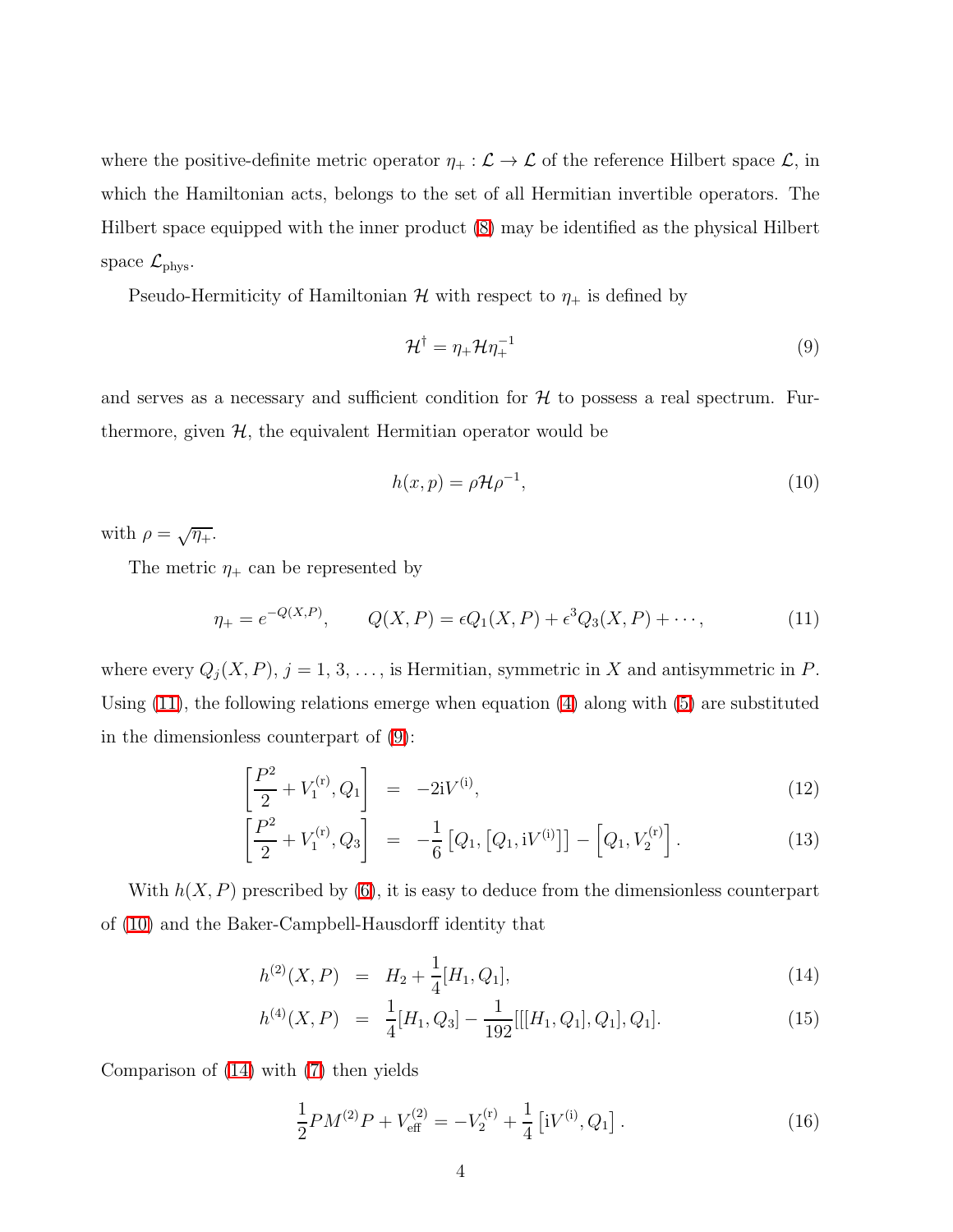where the positive-definite metric operator $\eta_+ : \mathcal{L} \to \mathcal{L}$ of the reference Hilbert space $\mathcal{L}$, in which the Hamiltonian acts, belongs to the set of all Hermitian invertible operators. The Hilbert space equipped with the inner product (8) may be identified as the physical Hilbert space $\mathcal{L}_{\text{phys}}$.

Pseudo-Hermiticity of Hamiltonian $\mathcal{H}$ with respect to $\eta_+$ is defined by

$$\mathcal{H}^\dagger = \eta_+ \mathcal{H} \eta_+^{-1} \tag{9}$$

and serves as a necessary and sufficient condition for $\mathcal{H}$ to possess a real spectrum. Furthermore, given $\mathcal{H}$, the equivalent Hermitian operator would be

$$h(x,p) = \rho \mathcal{H} \rho^{-1}, \tag{10}$$

with $\rho = \sqrt{\eta_+}$.

The metric $\eta_+$ can be represented by

$$\eta_+ = e^{-Q(X,P)}, \qquad Q(X,P) = \epsilon Q_1(X,P) + \epsilon^3 Q_3(X,P) + \cdots, \tag{11}$$

where every $Q_j(X,P)$, $j = 1, 3, \ldots$, is Hermitian, symmetric in $X$ and antisymmetric in $P$. Using (11), the following relations emerge when equation (4) along with (5) are substituted in the dimensionless counterpart of (9):

$$\left[\frac{P^2}{2} + V_1^{(\text{r})}, Q_1\right] = -2\text{i}V^{(\text{i})}, \tag{12}$$

$$\left[\frac{P^2}{2} + V_1^{(\text{r})}, Q_3\right] = -\frac{1}{6}\left[Q_1, \left[Q_1, \text{i}V^{(\text{i})}\right]\right] - \left[Q_1, V_2^{(\text{r})}\right]. \tag{13}$$

With $h(X,P)$ prescribed by (6), it is easy to deduce from the dimensionless counterpart of (10) and the Baker-Campbell-Hausdorff identity that

$$h^{(2)}(X,P) = H_2 + \frac{1}{4}[H_1, Q_1], \tag{14}$$

$$h^{(4)}(X,P) = \frac{1}{4}[H_1, Q_3] - \frac{1}{192}[[[H_1, Q_1], Q_1], Q_1]. \tag{15}$$

Comparison of (14) with (7) then yields

$$\frac{1}{2}PM^{(2)}P + V_{\text{eff}}^{(2)} = -V_2^{(\text{r})} + \frac{1}{4}\left[\text{i}V^{(\text{i})}, Q_1\right]. \tag{16}$$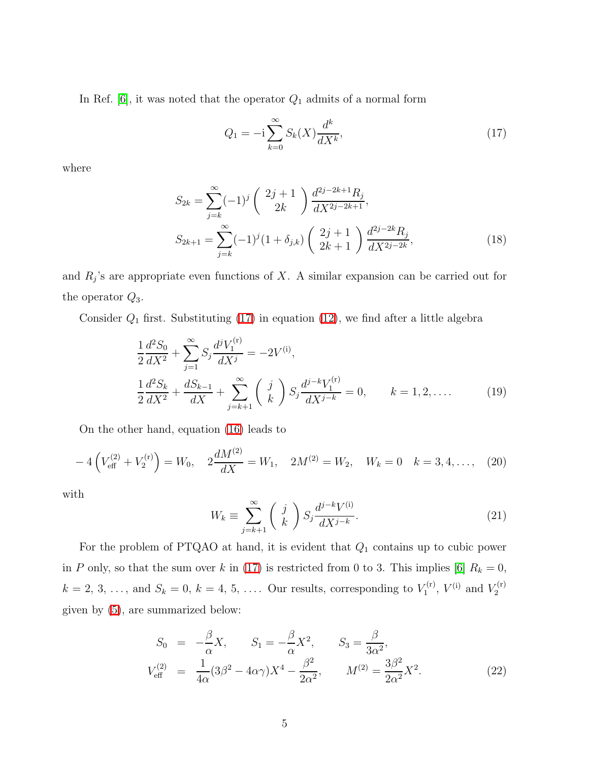In Ref. [6], it was noted that the operator $Q_1$ admits of a normal form

$$Q_1 = -\mathrm{i}\sum_{k=0}^{\infty} S_k(X)\frac{d^k}{dX^k}, \tag{17}$$

where

$$\begin{aligned}
S_{2k} &= \sum_{j=k}^{\infty}(-1)^j \begin{pmatrix} 2j+1 \\ 2k \end{pmatrix} \frac{d^{2j-2k+1}R_j}{dX^{2j-2k+1}}, \\
S_{2k+1} &= \sum_{j=k}^{\infty}(-1)^j (1+\delta_{j,k}) \begin{pmatrix} 2j+1 \\ 2k+1 \end{pmatrix} \frac{d^{2j-2k}R_j}{dX^{2j-2k}},
\end{aligned} \tag{18}$$

and $R_j$'s are appropriate even functions of $X$. A similar expansion can be carried out for the operator $Q_3$.

Consider $Q_1$ first. Substituting (17) in equation (12), we find after a little algebra

$$\begin{aligned}
&\frac{1}{2}\frac{d^2 S_0}{dX^2} + \sum_{j=1}^{\infty} S_j \frac{d^j V_1^{(\mathrm{r})}}{dX^j} = -2V^{(\mathrm{i})}, \\
&\frac{1}{2}\frac{d^2 S_k}{dX^2} + \frac{dS_{k-1}}{dX} + \sum_{j=k+1}^{\infty} \begin{pmatrix} j \\ k \end{pmatrix} S_j \frac{d^{j-k} V_1^{(\mathrm{r})}}{dX^{j-k}} = 0, \qquad k = 1, 2, \ldots.
\end{aligned} \tag{19}$$

On the other hand, equation (16) leads to

$$-4\left(V_{\mathrm{eff}}^{(2)} + V_2^{(\mathrm{r})}\right) = W_0, \quad 2\frac{dM^{(2)}}{dX} = W_1, \quad 2M^{(2)} = W_2, \quad W_k = 0 \quad k = 3, 4, \ldots, \tag{20}$$

with

$$W_k \equiv \sum_{j=k+1}^{\infty} \begin{pmatrix} j \\ k \end{pmatrix} S_j \frac{d^{j-k} V^{(\mathrm{i})}}{dX^{j-k}}. \tag{21}$$

For the problem of PTQAO at hand, it is evident that $Q_1$ contains up to cubic power in $P$ only, so that the sum over $k$ in (17) is restricted from 0 to 3. This implies [6] $R_k = 0$, $k = 2, 3, \ldots$, and $S_k = 0$, $k = 4, 5, \ldots$. Our results, corresponding to $V_1^{(\mathrm{r})}$, $V^{(\mathrm{i})}$ and $V_2^{(\mathrm{r})}$ given by (5), are summarized below:

$$\begin{aligned}
S_0 &= -\frac{\beta}{\alpha}X, \qquad S_1 = -\frac{\beta}{\alpha}X^2, \qquad S_3 = \frac{\beta}{3\alpha^2}, \\
V_{\mathrm{eff}}^{(2)} &= \frac{1}{4\alpha}(3\beta^2 - 4\alpha\gamma)X^4 - \frac{\beta^2}{2\alpha^2}, \qquad M^{(2)} = \frac{3\beta^2}{2\alpha^2}X^2.
\end{aligned} \tag{22}$$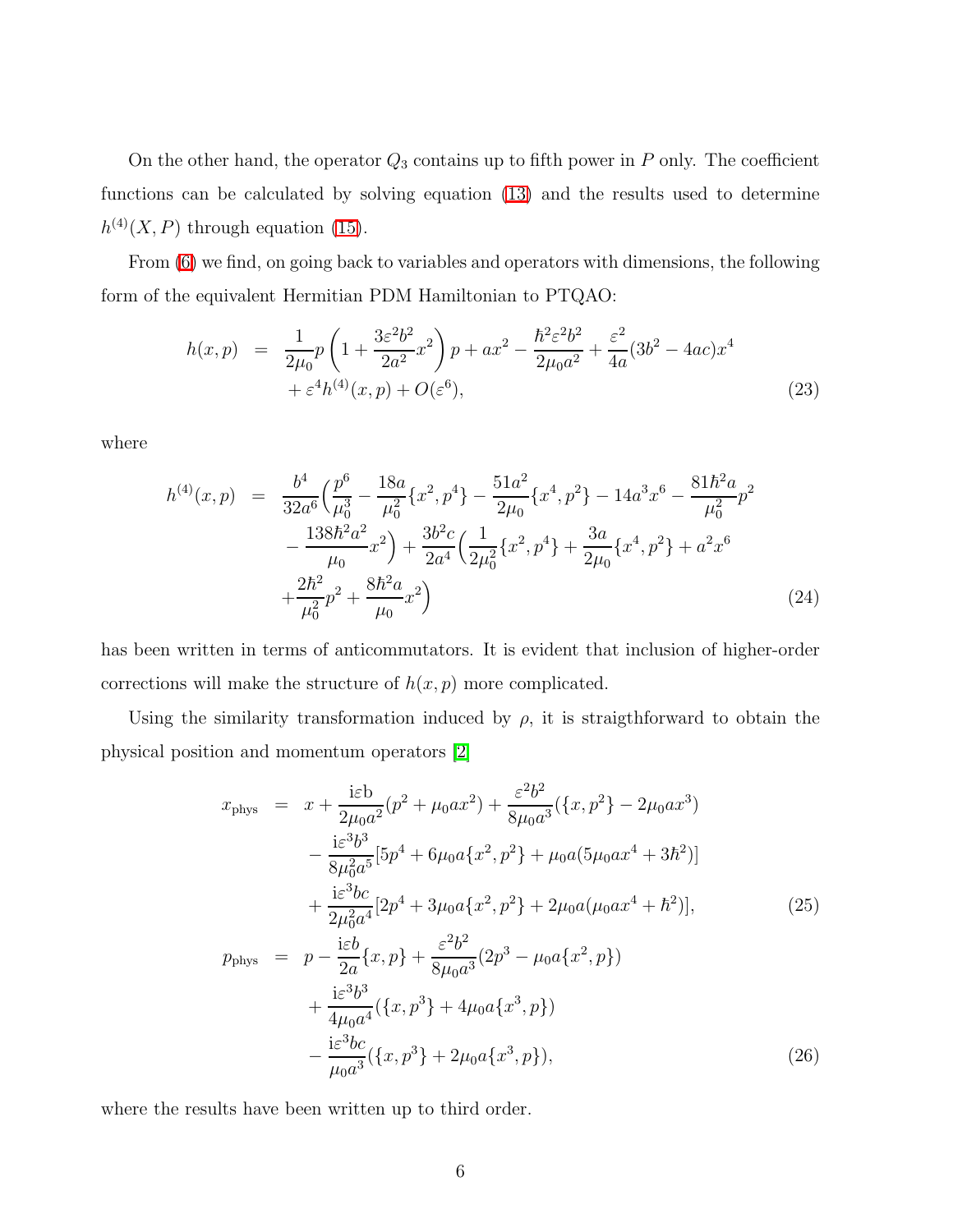On the other hand, the operator $Q_3$ contains up to fifth power in $P$ only. The coefficient functions can be calculated by solving equation (13) and the results used to determine $h^{(4)}(X, P)$ through equation (15).

From (6) we find, on going back to variables and operators with dimensions, the following form of the equivalent Hermitian PDM Hamiltonian to PTQAO:

$$
\begin{aligned}
h(x,p) &= \frac{1}{2\mu_0} p \left(1 + \frac{3\varepsilon^2 b^2}{2a^2} x^2\right) p + a x^2 - \frac{\hbar^2 \varepsilon^2 b^2}{2\mu_0 a^2} + \frac{\varepsilon^2}{4a}(3b^2 - 4ac)x^4 \\
&\quad + \varepsilon^4 h^{(4)}(x,p) + O(\varepsilon^6),
\end{aligned} \tag{23}
$$

where

$$
\begin{aligned}
h^{(4)}(x,p) &= \frac{b^4}{32a^6}\Big(\frac{p^6}{\mu_0^3} - \frac{18a}{\mu_0^2}\{x^2, p^4\} - \frac{51a^2}{2\mu_0}\{x^4, p^2\} - 14a^3 x^6 - \frac{81\hbar^2 a}{\mu_0^2} p^2 \\
&\quad - \frac{138\hbar^2 a^2}{\mu_0} x^2\Big) + \frac{3b^2 c}{2a^4}\Big(\frac{1}{2\mu_0^2}\{x^2, p^4\} + \frac{3a}{2\mu_0}\{x^4, p^2\} + a^2 x^6 \\
&\quad + \frac{2\hbar^2}{\mu_0^2} p^2 + \frac{8\hbar^2 a}{\mu_0} x^2\Big)
\end{aligned} \tag{24}
$$

has been written in terms of anticommutators. It is evident that inclusion of higher-order corrections will make the structure of $h(x,p)$ more complicated.

Using the similarity transformation induced by $\rho$, it is straigthforward to obtain the physical position and momentum operators [2]

$$
\begin{aligned}
x_{\rm phys} &= x + \frac{{\rm i}\varepsilon {\rm b}}{2\mu_0 a^2}(p^2 + \mu_0 a x^2) + \frac{\varepsilon^2 b^2}{8\mu_0 a^3}(\{x, p^2\} - 2\mu_0 a x^3) \\
&\quad - \frac{{\rm i}\varepsilon^3 b^3}{8\mu_0^2 a^5}[5p^4 + 6\mu_0 a\{x^2, p^2\} + \mu_0 a(5\mu_0 a x^4 + 3\hbar^2)] \\
&\quad + \frac{{\rm i}\varepsilon^3 bc}{2\mu_0^2 a^4}[2p^4 + 3\mu_0 a\{x^2, p^2\} + 2\mu_0 a(\mu_0 a x^4 + \hbar^2)],
\end{aligned} \tag{25}
$$

$$
\begin{aligned}
p_{\rm phys} &= p - \frac{{\rm i}\varepsilon b}{2a}\{x, p\} + \frac{\varepsilon^2 b^2}{8\mu_0 a^3}(2p^3 - \mu_0 a\{x^2, p\}) \\
&\quad + \frac{{\rm i}\varepsilon^3 b^3}{4\mu_0 a^4}(\{x, p^3\} + 4\mu_0 a\{x^3, p\}) \\
&\quad - \frac{{\rm i}\varepsilon^3 bc}{\mu_0 a^3}(\{x, p^3\} + 2\mu_0 a\{x^3, p\}),
\end{aligned} \tag{26}
$$

where the results have been written up to third order.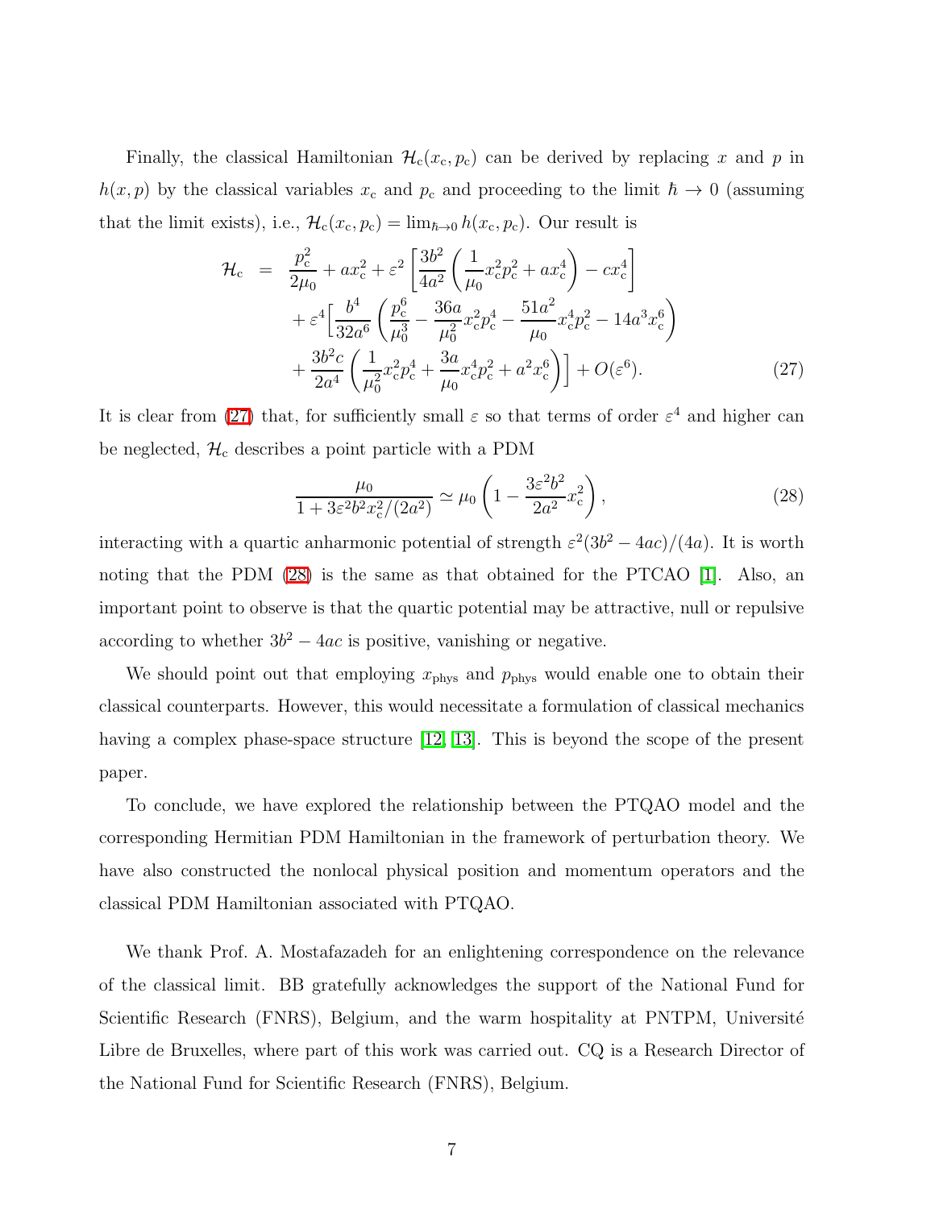Finally, the classical Hamiltonian $\mathcal{H}_{\rm c}(x_{\rm c}, p_{\rm c})$ can be derived by replacing $x$ and $p$ in $h(x,p)$ by the classical variables $x_{\rm c}$ and $p_{\rm c}$ and proceeding to the limit $\hbar \to 0$ (assuming that the limit exists), i.e., $\mathcal{H}_{\rm c}(x_{\rm c}, p_{\rm c}) = \lim_{\hbar\to 0} h(x_{\rm c}, p_{\rm c})$. Our result is

$$
\begin{aligned}
\mathcal{H}_{\rm c} \;=\;& \frac{p_{\rm c}^2}{2\mu_0} + a x_{\rm c}^2 + \varepsilon^2 \left[\frac{3b^2}{4a^2}\left(\frac{1}{\mu_0} x_{\rm c}^2 p_{\rm c}^2 + a x_{\rm c}^4\right) - c x_{\rm c}^4\right] \\
&+ \varepsilon^4 \Big[\frac{b^4}{32a^6}\left(\frac{p_{\rm c}^6}{\mu_0^3} - \frac{36a}{\mu_0^2} x_{\rm c}^2 p_{\rm c}^4 - \frac{51a^2}{\mu_0} x_{\rm c}^4 p_{\rm c}^2 - 14a^3 x_{\rm c}^6\right) \\
&+ \frac{3b^2 c}{2a^4}\left(\frac{1}{\mu_0^2} x_{\rm c}^2 p_{\rm c}^4 + \frac{3a}{\mu_0} x_{\rm c}^4 p_{\rm c}^2 + a^2 x_{\rm c}^6\right)\Big] + O(\varepsilon^6). \qquad (27)
\end{aligned}
$$

It is clear from (27) that, for sufficiently small $\varepsilon$ so that terms of order $\varepsilon^4$ and higher can be neglected, $\mathcal{H}_{\rm c}$ describes a point particle with a PDM

$$
\frac{\mu_0}{1 + 3\varepsilon^2 b^2 x_{\rm c}^2/(2a^2)} \simeq \mu_0 \left(1 - \frac{3\varepsilon^2 b^2}{2a^2} x_{\rm c}^2\right), \qquad (28)
$$

interacting with a quartic anharmonic potential of strength $\varepsilon^2(3b^2 - 4ac)/(4a)$. It is worth noting that the PDM (28) is the same as that obtained for the PTCAO [1]. Also, an important point to observe is that the quartic potential may be attractive, null or repulsive according to whether $3b^2 - 4ac$ is positive, vanishing or negative.

We should point out that employing $x_{\rm phys}$ and $p_{\rm phys}$ would enable one to obtain their classical counterparts. However, this would necessitate a formulation of classical mechanics having a complex phase-space structure [12, 13]. This is beyond the scope of the present paper.

To conclude, we have explored the relationship between the PTQAO model and the corresponding Hermitian PDM Hamiltonian in the framework of perturbation theory. We have also constructed the nonlocal physical position and momentum operators and the classical PDM Hamiltonian associated with PTQAO.

We thank Prof. A. Mostafazadeh for an enlightening correspondence on the relevance of the classical limit. BB gratefully acknowledges the support of the National Fund for Scientific Research (FNRS), Belgium, and the warm hospitality at PNTPM, Université Libre de Bruxelles, where part of this work was carried out. CQ is a Research Director of the National Fund for Scientific Research (FNRS), Belgium.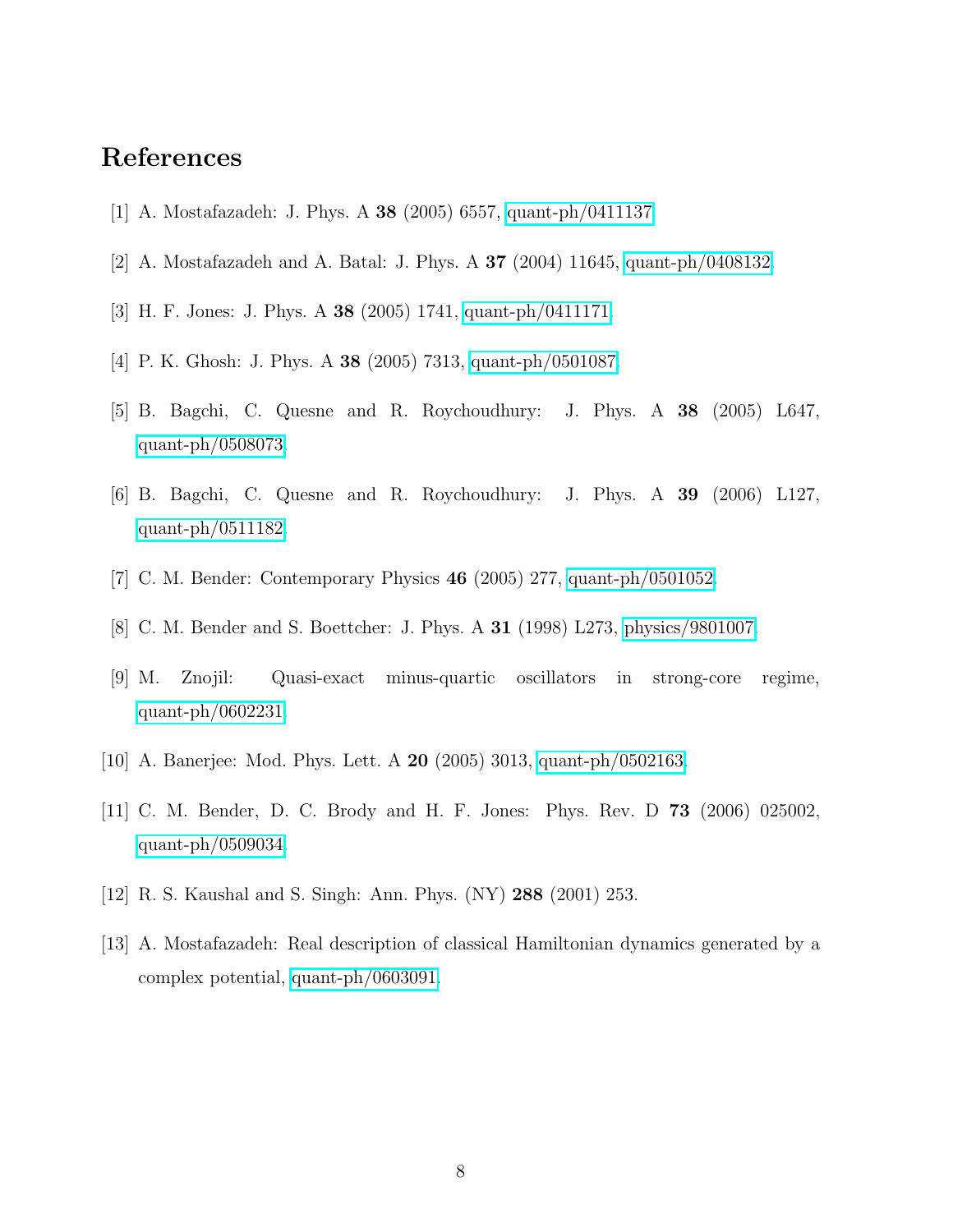# References

[1] A. Mostafazadeh: J. Phys. A **38** (2005) 6557, quant-ph/0411137.

[2] A. Mostafazadeh and A. Batal: J. Phys. A **37** (2004) 11645, quant-ph/0408132.

[3] H. F. Jones: J. Phys. A **38** (2005) 1741, quant-ph/0411171.

[4] P. K. Ghosh: J. Phys. A **38** (2005) 7313, quant-ph/0501087.

[5] B. Bagchi, C. Quesne and R. Roychoudhury: J. Phys. A **38** (2005) L647, quant-ph/0508073.

[6] B. Bagchi, C. Quesne and R. Roychoudhury: J. Phys. A **39** (2006) L127, quant-ph/0511182.

[7] C. M. Bender: Contemporary Physics **46** (2005) 277, quant-ph/0501052.

[8] C. M. Bender and S. Boettcher: J. Phys. A **31** (1998) L273, physics/9801007.

[9] M. Znojil: Quasi-exact minus-quartic oscillators in strong-core regime, quant-ph/0602231.

[10] A. Banerjee: Mod. Phys. Lett. A **20** (2005) 3013, quant-ph/0502163.

[11] C. M. Bender, D. C. Brody and H. F. Jones: Phys. Rev. D **73** (2006) 025002, quant-ph/0509034.

[12] R. S. Kaushal and S. Singh: Ann. Phys. (NY) **288** (2001) 253.

[13] A. Mostafazadeh: Real description of classical Hamiltonian dynamics generated by a complex potential, quant-ph/0603091.